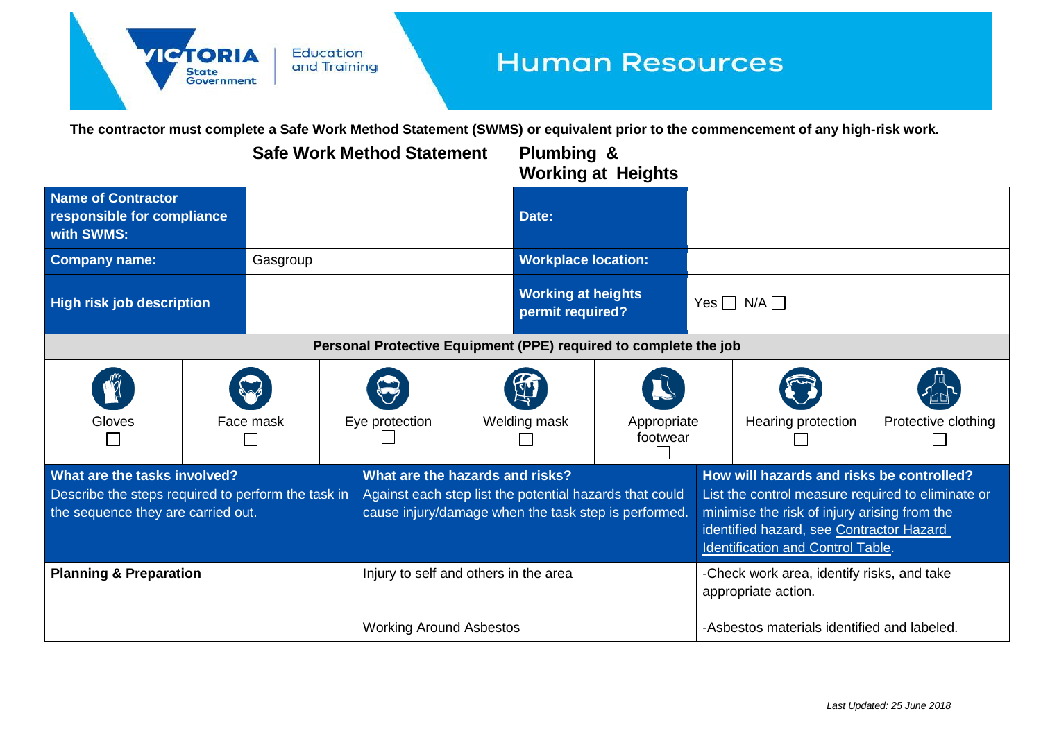Victoria State Government | Education and Training

# Human Resources

**The contractor must complete a Safe Work Method Statement (SWMS) or equivalent prior to the commencement of any high-risk work.**

## Safe Work Method Statement Plumbing & Working at Heights

| | | | |
|---|---|---|---|
| **Name of Contractor responsible for compliance with SWMS:** | | **Date:** | |
| **Company name:** | Gasgroup | **Workplace location:** | |
| **High risk job description** | | **Working at heights permit required?** | Yes ☐ N/A ☐ |

**Personal Protective Equipment (PPE) required to complete the job**

| Gloves | Face mask | Eye protection | Welding mask | Appropriate footwear | Hearing protection | Protective clothing |
|---|---|---|---|---|---|---|
| ☐ | ☐ | ☐ | ☐ | ☐ | ☐ | ☐ |

| **What are the tasks involved?** Describe the steps required to perform the task in the sequence they are carried out. | **What are the hazards and risks?** Against each step list the potential hazards that could cause injury/damage when the task step is performed. | **How will hazards and risks be controlled?** List the control measure required to eliminate or minimise the risk of injury arising from the identified hazard, see Contractor Hazard Identification and Control Table. |
|---|---|---|
| **Planning & Preparation** | Injury to self and others in the area<br><br>Working Around Asbestos | -Check work area, identify risks, and take appropriate action.<br><br>-Asbestos materials identified and labeled. |

*Last Updated: 25 June 2018*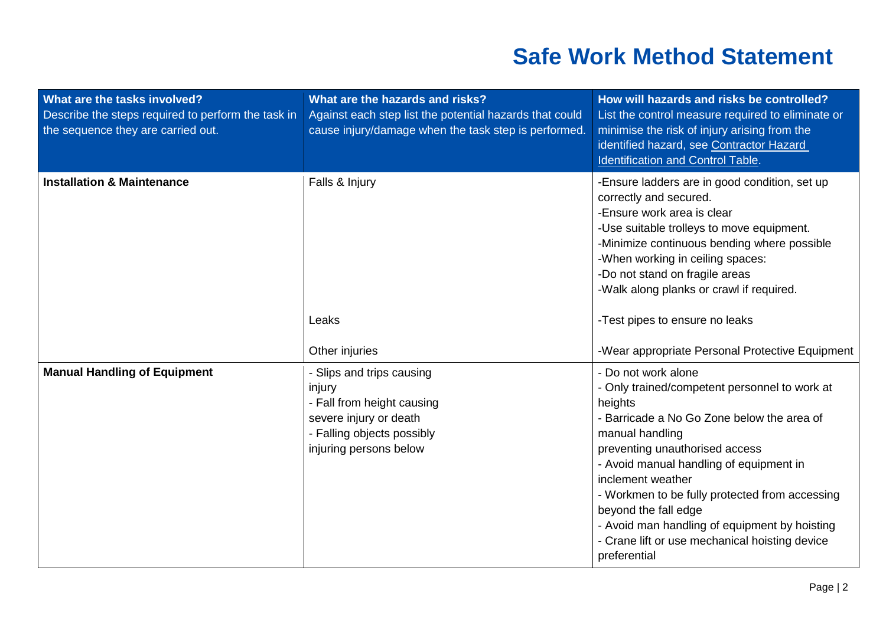# Safe Work Method Statement

| **What are the tasks involved?** Describe the steps required to perform the task in the sequence they are carried out. | **What are the hazards and risks?** Against each step list the potential hazards that could cause injury/damage when the task step is performed. | **How will hazards and risks be controlled?** List the control measure required to eliminate or minimise the risk of injury arising from the identified hazard, see Contractor Hazard Identification and Control Table. |
|---|---|---|
| **Installation & Maintenance** | Falls & Injury | -Ensure ladders are in good condition, set up correctly and secured.<br>-Ensure work area is clear<br>-Use suitable trolleys to move equipment.<br>-Minimize continuous bending where possible<br>-When working in ceiling spaces:<br>-Do not stand on fragile areas<br>-Walk along planks or crawl if required. |
| | Leaks | -Test pipes to ensure no leaks |
| | Other injuries | -Wear appropriate Personal Protective Equipment |
| **Manual Handling of Equipment** | - Slips and trips causing injury<br>- Fall from height causing severe injury or death<br>- Falling objects possibly injuring persons below | - Do not work alone<br>- Only trained/competent personnel to work at heights<br>- Barricade a No Go Zone below the area of manual handling preventing unauthorised access<br>- Avoid manual handling of equipment in inclement weather<br>- Workmen to be fully protected from accessing beyond the fall edge<br>- Avoid man handling of equipment by hoisting<br>- Crane lift or use mechanical hoisting device preferential |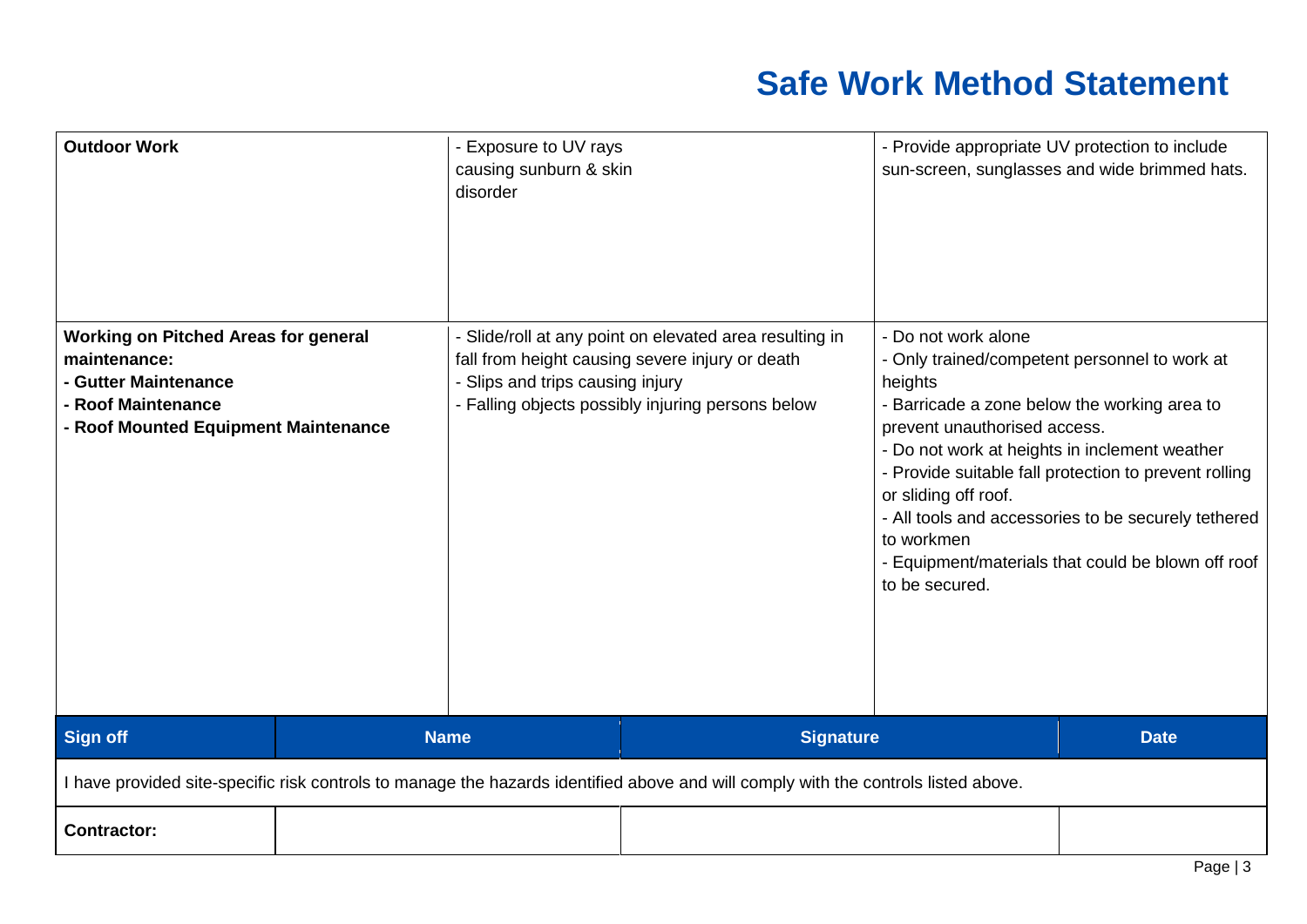# Safe Work Method Statement

| | | |
|---|---|---|
| **Outdoor Work** | - Exposure to UV rays causing sunburn & skin disorder | - Provide appropriate UV protection to include sun-screen, sunglasses and wide brimmed hats. |
| **Working on Pitched Areas for general maintenance:**<br>**- Gutter Maintenance**<br>**- Roof Maintenance**<br>**- Roof Mounted Equipment Maintenance** | - Slide/roll at any point on elevated area resulting in fall from height causing severe injury or death<br>- Slips and trips causing injury<br>- Falling objects possibly injuring persons below | - Do not work alone<br>- Only trained/competent personnel to work at heights<br>- Barricade a zone below the working area to prevent unauthorised access.<br>- Do not work at heights in inclement weather<br>- Provide suitable fall protection to prevent rolling or sliding off roof.<br>- All tools and accessories to be securely tethered to workmen<br>- Equipment/materials that could be blown off roof to be secured. |

| Sign off | Name | Signature | Date |
|---|---|---|---|
| I have provided site-specific risk controls to manage the hazards identified above and will comply with the controls listed above. | | | |
| **Contractor:** | | | |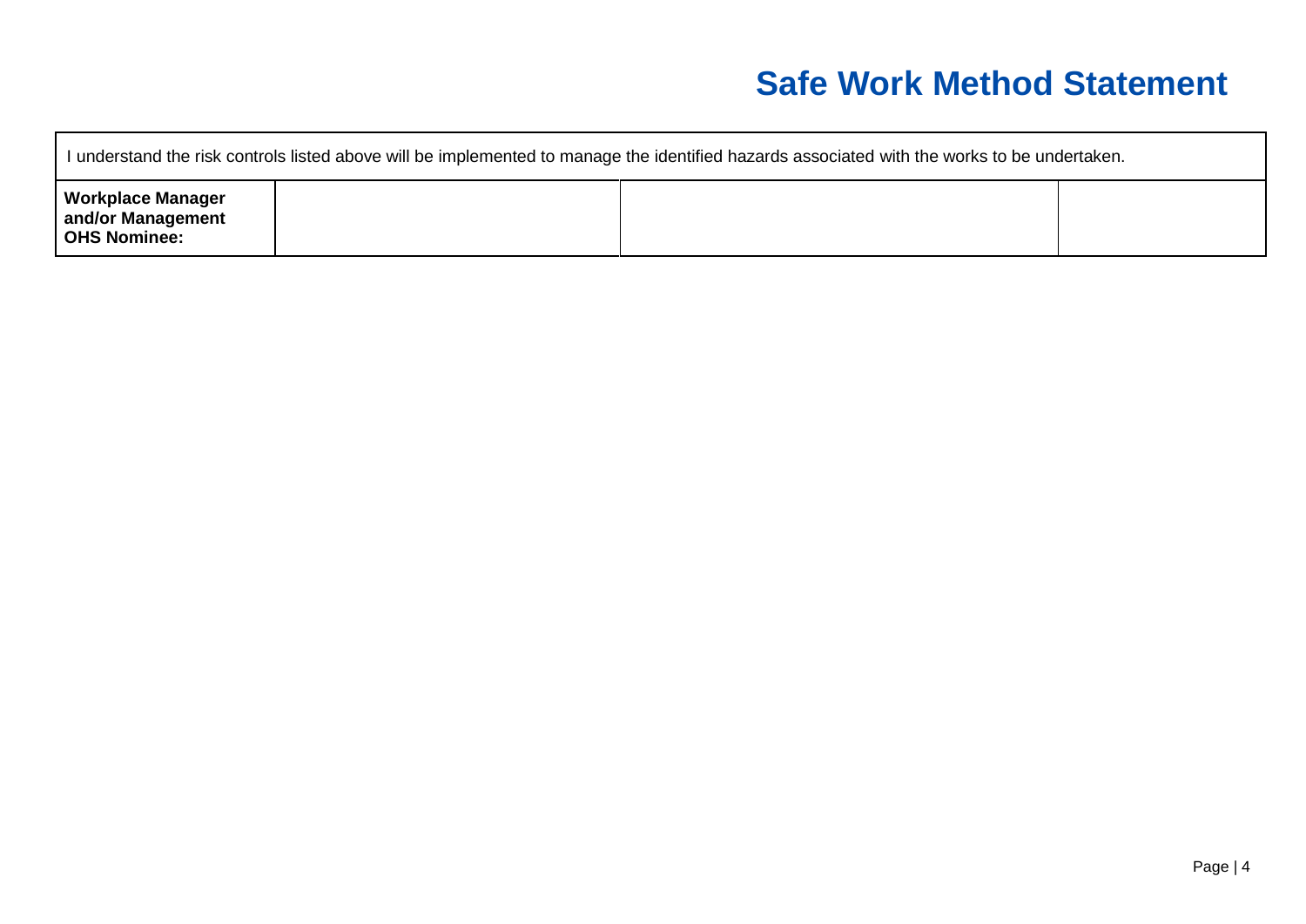# Safe Work Method Statement

| | | | |
|---|---|---|---|
| I understand the risk controls listed above will be implemented to manage the identified hazards associated with the works to be undertaken. | | | |
| **Workplace Manager and/or Management OHS Nominee:** | | | |